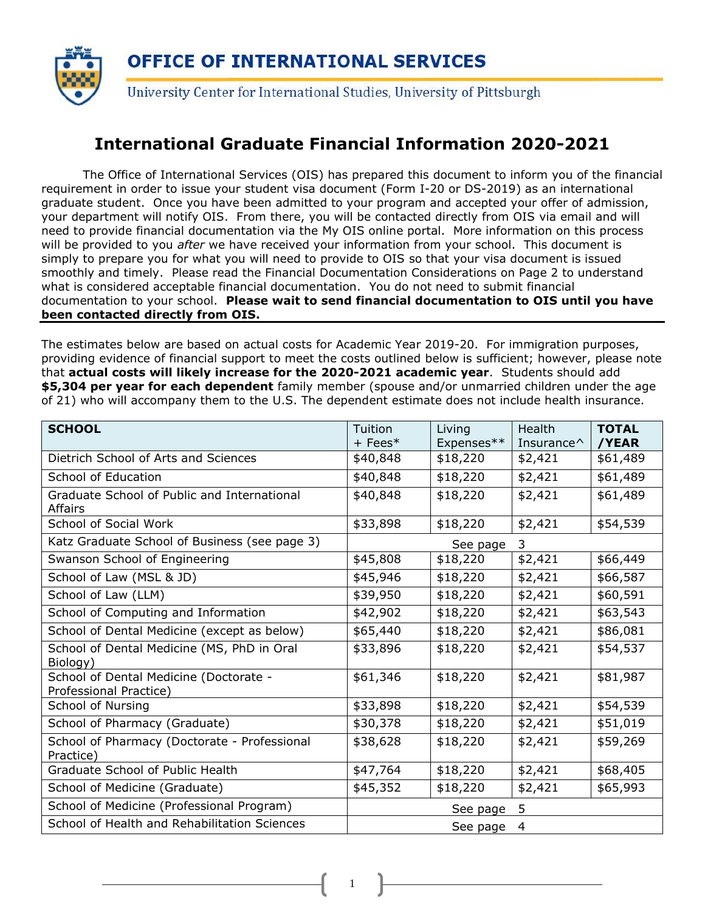# OFFICE OF INTERNATIONAL SERVICES

University Center for International Studies, University of Pittsburgh

## International Graduate Financial Information 2020-2021

The Office of International Services (OIS) has prepared this document to inform you of the financial requirement in order to issue your student visa document (Form I-20 or DS-2019) as an international graduate student. Once you have been admitted to your program and accepted your offer of admission, your department will notify OIS. From there, you will be contacted directly from OIS via email and will need to provide financial documentation via the My OIS online portal. More information on this process will be provided to you *after* we have received your information from your school. This document is simply to prepare you for what you will need to provide to OIS so that your visa document is issued smoothly and timely. Please read the Financial Documentation Considerations on Page 2 to understand what is considered acceptable financial documentation. You do not need to submit financial documentation to your school. **Please wait to send financial documentation to OIS until you have been contacted directly from OIS.**

---

The estimates below are based on actual costs for Academic Year 2019-20. For immigration purposes, providing evidence of financial support to meet the costs outlined below is sufficient; however, please note that **actual costs will likely increase for the 2020-2021 academic year**. Students should add **$5,304 per year for each dependent** family member (spouse and/or unmarried children under the age of 21) who will accompany them to the U.S. The dependent estimate does not include health insurance.

| SCHOOL | Tuition + Fees* | Living Expenses** | Health Insurance^ | TOTAL /YEAR |
|---|---|---|---|---|
| Dietrich School of Arts and Sciences | $40,848 | $18,220 | $2,421 | $61,489 |
| School of Education | $40,848 | $18,220 | $2,421 | $61,489 |
| Graduate School of Public and International Affairs | $40,848 | $18,220 | $2,421 | $61,489 |
| School of Social Work | $33,898 | $18,220 | $2,421 | $54,539 |
| Katz Graduate School of Business (see page 3) | See page 3 | | | |
| Swanson School of Engineering | $45,808 | $18,220 | $2,421 | $66,449 |
| School of Law (MSL & JD) | $45,946 | $18,220 | $2,421 | $66,587 |
| School of Law (LLM) | $39,950 | $18,220 | $2,421 | $60,591 |
| School of Computing and Information | $42,902 | $18,220 | $2,421 | $63,543 |
| School of Dental Medicine (except as below) | $65,440 | $18,220 | $2,421 | $86,081 |
| School of Dental Medicine (MS, PhD in Oral Biology) | $33,896 | $18,220 | $2,421 | $54,537 |
| School of Dental Medicine (Doctorate - Professional Practice) | $61,346 | $18,220 | $2,421 | $81,987 |
| School of Nursing | $33,898 | $18,220 | $2,421 | $54,539 |
| School of Pharmacy (Graduate) | $30,378 | $18,220 | $2,421 | $51,019 |
| School of Pharmacy (Doctorate - Professional Practice) | $38,628 | $18,220 | $2,421 | $59,269 |
| Graduate School of Public Health | $47,764 | $18,220 | $2,421 | $68,405 |
| School of Medicine (Graduate) | $45,352 | $18,220 | $2,421 | $65,993 |
| School of Medicine (Professional Program) | See page 5 | | | |
| School of Health and Rehabilitation Sciences | See page 4 | | | |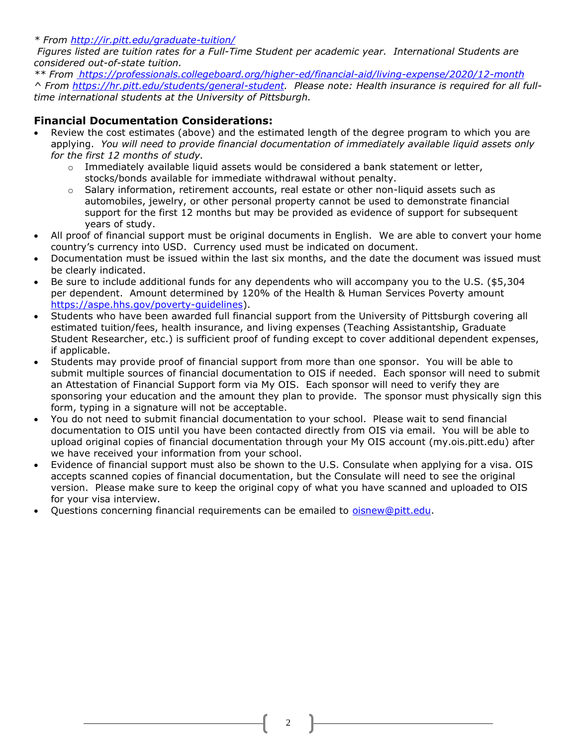*\* From [http://ir.pitt.edu/graduate-tuition/](http://ir.pitt.edu/graduate-tuition/)*
*Figures listed are tuition rates for a Full-Time Student per academic year. International Students are considered out-of-state tuition.*
*\*\* From [https://professionals.collegeboard.org/higher-ed/financial-aid/living-expense/2020/12-month](https://professionals.collegeboard.org/higher-ed/financial-aid/living-expense/2020/12-month)*
*^ From [https://hr.pitt.edu/students/general-student](https://hr.pitt.edu/students/general-student). Please note: Health insurance is required for all full-time international students at the University of Pittsburgh.*

## Financial Documentation Considerations:

- Review the cost estimates (above) and the estimated length of the degree program to which you are applying. *You will need to provide financial documentation of immediately available liquid assets only for the first 12 months of study.*
  - Immediately available liquid assets would be considered a bank statement or letter, stocks/bonds available for immediate withdrawal without penalty.
  - Salary information, retirement accounts, real estate or other non-liquid assets such as automobiles, jewelry, or other personal property cannot be used to demonstrate financial support for the first 12 months but may be provided as evidence of support for subsequent years of study.
- All proof of financial support must be original documents in English. We are able to convert your home country's currency into USD. Currency used must be indicated on document.
- Documentation must be issued within the last six months, and the date the document was issued must be clearly indicated.
- Be sure to include additional funds for any dependents who will accompany you to the U.S. ($5,304 per dependent. Amount determined by 120% of the Health & Human Services Poverty amount [https://aspe.hhs.gov/poverty-guidelines](https://aspe.hhs.gov/poverty-guidelines)).
- Students who have been awarded full financial support from the University of Pittsburgh covering all estimated tuition/fees, health insurance, and living expenses (Teaching Assistantship, Graduate Student Researcher, etc.) is sufficient proof of funding except to cover additional dependent expenses, if applicable.
- Students may provide proof of financial support from more than one sponsor. You will be able to submit multiple sources of financial documentation to OIS if needed. Each sponsor will need to submit an Attestation of Financial Support form via My OIS. Each sponsor will need to verify they are sponsoring your education and the amount they plan to provide. The sponsor must physically sign this form, typing in a signature will not be acceptable.
- You do not need to submit financial documentation to your school. Please wait to send financial documentation to OIS until you have been contacted directly from OIS via email. You will be able to upload original copies of financial documentation through your My OIS account (my.ois.pitt.edu) after we have received your information from your school.
- Evidence of financial support must also be shown to the U.S. Consulate when applying for a visa. OIS accepts scanned copies of financial documentation, but the Consulate will need to see the original version. Please make sure to keep the original copy of what you have scanned and uploaded to OIS for your visa interview.
- Questions concerning financial requirements can be emailed to [oisnew@pitt.edu](mailto:oisnew@pitt.edu).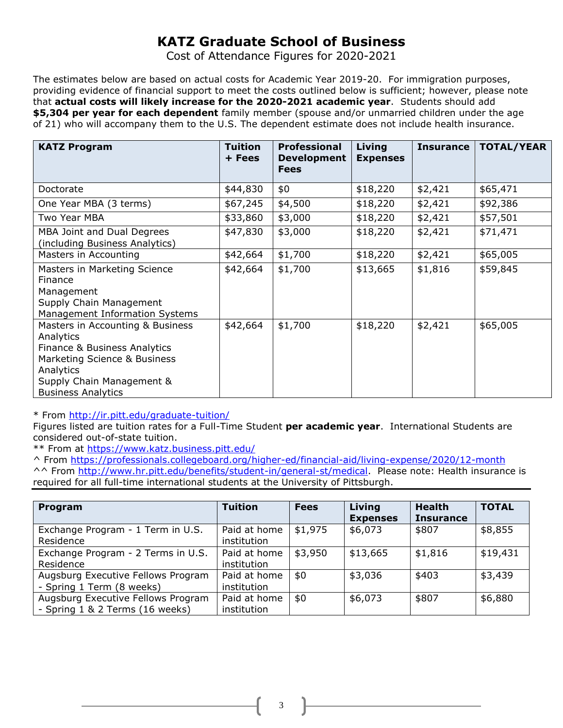# KATZ Graduate School of Business

Cost of Attendance Figures for 2020-2021

The estimates below are based on actual costs for Academic Year 2019-20. For immigration purposes, providing evidence of financial support to meet the costs outlined below is sufficient; however, please note that **actual costs will likely increase for the 2020-2021 academic year**. Students should add **$5,304 per year for each dependent** family member (spouse and/or unmarried children under the age of 21) who will accompany them to the U.S. The dependent estimate does not include health insurance.

| KATZ Program | Tuition + Fees | Professional Development Fees | Living Expenses | Insurance | TOTAL/YEAR |
|---|---|---|---|---|---|
| Doctorate | $44,830 | $0 | $18,220 | $2,421 | $65,471 |
| One Year MBA (3 terms) | $67,245 | $4,500 | $18,220 | $2,421 | $92,386 |
| Two Year MBA | $33,860 | $3,000 | $18,220 | $2,421 | $57,501 |
| MBA Joint and Dual Degrees (including Business Analytics) | $47,830 | $3,000 | $18,220 | $2,421 | $71,471 |
| Masters in Accounting | $42,664 | $1,700 | $18,220 | $2,421 | $65,005 |
| Masters in Marketing Science<br>Finance<br>Management<br>Supply Chain Management<br>Management Information Systems | $42,664 | $1,700 | $13,665 | $1,816 | $59,845 |
| Masters in Accounting & Business Analytics<br>Finance & Business Analytics<br>Marketing Science & Business Analytics<br>Supply Chain Management & Business Analytics | $42,664 | $1,700 | $18,220 | $2,421 | $65,005 |

* From http://ir.pitt.edu/graduate-tuition/
Figures listed are tuition rates for a Full-Time Student **per academic year**. International Students are considered out-of-state tuition.
** From at https://www.katz.business.pitt.edu/
^ From https://professionals.collegeboard.org/higher-ed/financial-aid/living-expense/2020/12-month
^^ From http://www.hr.pitt.edu/benefits/student-in/general-st/medical. Please note: Health insurance is required for all full-time international students at the University of Pittsburgh.

| Program | Tuition | Fees | Living Expenses | Health Insurance | TOTAL |
|---|---|---|---|---|---|
| Exchange Program - 1 Term in U.S. Residence | Paid at home institution | $1,975 | $6,073 | $807 | $8,855 |
| Exchange Program - 2 Terms in U.S. Residence | Paid at home institution | $3,950 | $13,665 | $1,816 | $19,431 |
| Augsburg Executive Fellows Program - Spring 1 Term (8 weeks) | Paid at home institution | $0 | $3,036 | $403 | $3,439 |
| Augsburg Executive Fellows Program - Spring 1 & 2 Terms (16 weeks) | Paid at home institution | $0 | $6,073 | $807 | $6,880 |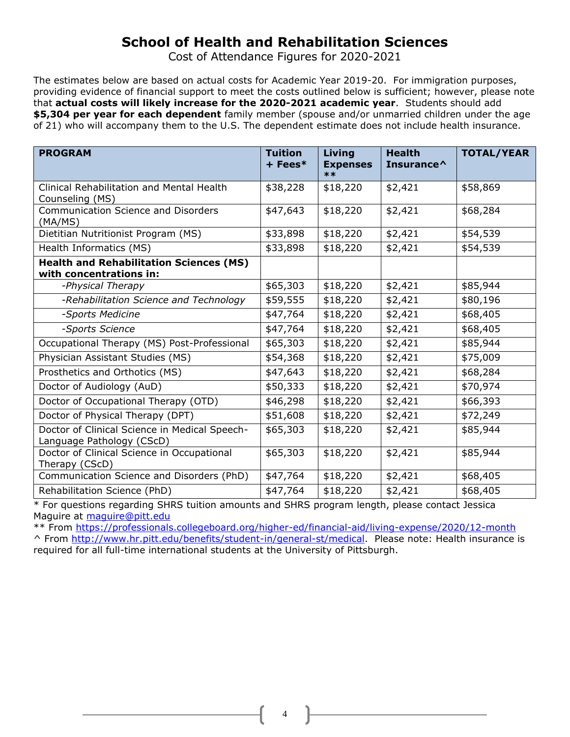# School of Health and Rehabilitation Sciences

Cost of Attendance Figures for 2020-2021

The estimates below are based on actual costs for Academic Year 2019-20. For immigration purposes, providing evidence of financial support to meet the costs outlined below is sufficient; however, please note that **actual costs will likely increase for the 2020-2021 academic year**. Students should add **$5,304 per year for each dependent** family member (spouse and/or unmarried children under the age of 21) who will accompany them to the U.S. The dependent estimate does not include health insurance.

| PROGRAM | Tuition + Fees* | Living Expenses ** | Health Insurance^ | TOTAL/YEAR |
|---|---|---|---|---|
| Clinical Rehabilitation and Mental Health Counseling (MS) | $38,228 | $18,220 | $2,421 | $58,869 |
| Communication Science and Disorders (MA/MS) | $47,643 | $18,220 | $2,421 | $68,284 |
| Dietitian Nutritionist Program (MS) | $33,898 | $18,220 | $2,421 | $54,539 |
| Health Informatics (MS) | $33,898 | $18,220 | $2,421 | $54,539 |
| **Health and Rehabilitation Sciences (MS) with concentrations in:** | | | | |
| *-Physical Therapy* | $65,303 | $18,220 | $2,421 | $85,944 |
| *-Rehabilitation Science and Technology* | $59,555 | $18,220 | $2,421 | $80,196 |
| *-Sports Medicine* | $47,764 | $18,220 | $2,421 | $68,405 |
| *-Sports Science* | $47,764 | $18,220 | $2,421 | $68,405 |
| Occupational Therapy (MS) Post-Professional | $65,303 | $18,220 | $2,421 | $85,944 |
| Physician Assistant Studies (MS) | $54,368 | $18,220 | $2,421 | $75,009 |
| Prosthetics and Orthotics (MS) | $47,643 | $18,220 | $2,421 | $68,284 |
| Doctor of Audiology (AuD) | $50,333 | $18,220 | $2,421 | $70,974 |
| Doctor of Occupational Therapy (OTD) | $46,298 | $18,220 | $2,421 | $66,393 |
| Doctor of Physical Therapy (DPT) | $51,608 | $18,220 | $2,421 | $72,249 |
| Doctor of Clinical Science in Medical Speech-Language Pathology (CScD) | $65,303 | $18,220 | $2,421 | $85,944 |
| Doctor of Clinical Science in Occupational Therapy (CScD) | $65,303 | $18,220 | $2,421 | $85,944 |
| Communication Science and Disorders (PhD) | $47,764 | $18,220 | $2,421 | $68,405 |
| Rehabilitation Science (PhD) | $47,764 | $18,220 | $2,421 | $68,405 |

* For questions regarding SHRS tuition amounts and SHRS program length, please contact Jessica Maguire at maguire@pitt.edu

** From https://professionals.collegeboard.org/higher-ed/financial-aid/living-expense/2020/12-month

^ From http://www.hr.pitt.edu/benefits/student-in/general-st/medical. Please note: Health insurance is required for all full-time international students at the University of Pittsburgh.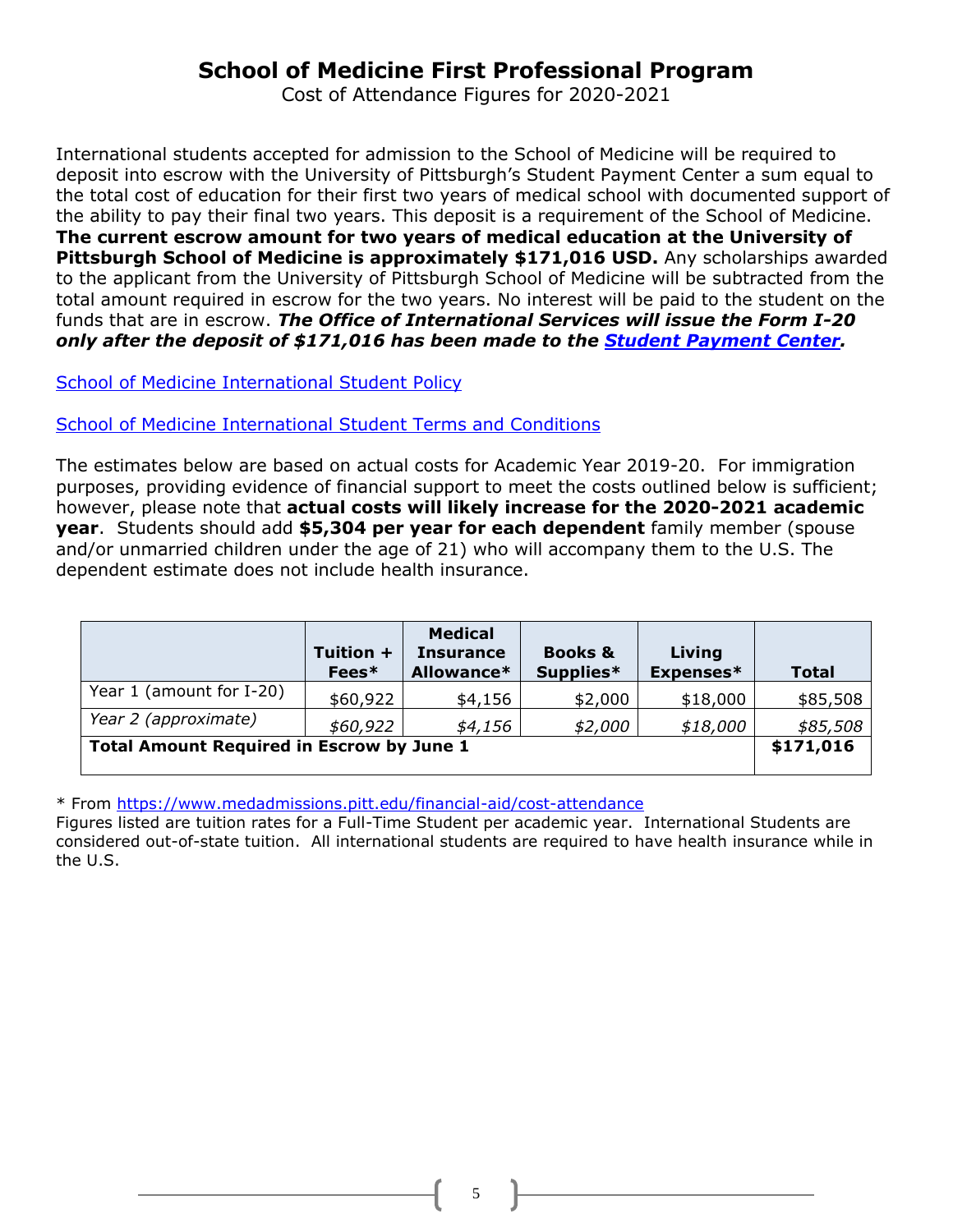# School of Medicine First Professional Program

Cost of Attendance Figures for 2020-2021

International students accepted for admission to the School of Medicine will be required to deposit into escrow with the University of Pittsburgh's Student Payment Center a sum equal to the total cost of education for their first two years of medical school with documented support of the ability to pay their final two years. This deposit is a requirement of the School of Medicine. **The current escrow amount for two years of medical education at the University of Pittsburgh School of Medicine is approximately $171,016 USD.** Any scholarships awarded to the applicant from the University of Pittsburgh School of Medicine will be subtracted from the total amount required in escrow for the two years. No interest will be paid to the student on the funds that are in escrow. ***The Office of International Services will issue the Form I-20 only after the deposit of $171,016 has been made to the Student Payment Center.***

School of Medicine International Student Policy

School of Medicine International Student Terms and Conditions

The estimates below are based on actual costs for Academic Year 2019-20. For immigration purposes, providing evidence of financial support to meet the costs outlined below is sufficient; however, please note that **actual costs will likely increase for the 2020-2021 academic year**. Students should add **$5,304 per year for each dependent** family member (spouse and/or unmarried children under the age of 21) who will accompany them to the U.S. The dependent estimate does not include health insurance.

| | Tuition + Fees* | Medical Insurance Allowance* | Books & Supplies* | Living Expenses* | Total |
|---|---|---|---|---|---|
| Year 1 (amount for I-20) | $60,922 | $4,156 | $2,000 | $18,000 | $85,508 |
| *Year 2 (approximate)* | *$60,922* | *$4,156* | *$2,000* | *$18,000* | *$85,508* |
| **Total Amount Required in Escrow by June 1** | | | | | **$171,016** |

\* From https://www.medadmissions.pitt.edu/financial-aid/cost-attendance

Figures listed are tuition rates for a Full-Time Student per academic year. International Students are considered out-of-state tuition. All international students are required to have health insurance while in the U.S.